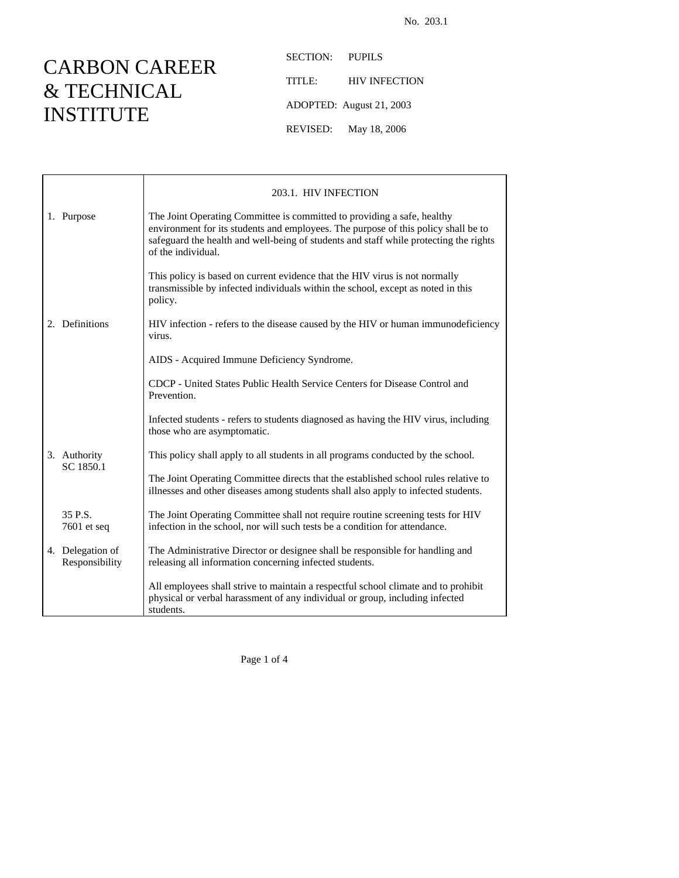No. 203.1

# CARBON CAREER & TECHNICAL INSTITUTE

SECTION: PUPILS

TITLE: HIV INFECTION

ADOPTED: August 21, 2003

REVISED: May 18, 2006

## 203.1. HIV INFECTION

| | |
|---|---|
| 1. Purpose | The Joint Operating Committee is committed to providing a safe, healthy environment for its students and employees. The purpose of this policy shall be to safeguard the health and well-being of students and staff while protecting the rights of the individual. |
| | This policy is based on current evidence that the HIV virus is not normally transmissible by infected individuals within the school, except as noted in this policy. |
| 2. Definitions | HIV infection - refers to the disease caused by the HIV or human immunodeficiency virus. |
| | AIDS - Acquired Immune Deficiency Syndrome. |
| | CDCP - United States Public Health Service Centers for Disease Control and Prevention. |
| | Infected students - refers to students diagnosed as having the HIV virus, including those who are asymptomatic. |
| 3. Authority SC 1850.1 | This policy shall apply to all students in all programs conducted by the school. |
| | The Joint Operating Committee directs that the established school rules relative to illnesses and other diseases among students shall also apply to infected students. |
| 35 P.S. 7601 et seq | The Joint Operating Committee shall not require routine screening tests for HIV infection in the school, nor will such tests be a condition for attendance. |
| 4. Delegation of Responsibility | The Administrative Director or designee shall be responsible for handling and releasing all information concerning infected students. |
| | All employees shall strive to maintain a respectful school climate and to prohibit physical or verbal harassment of any individual or group, including infected students. |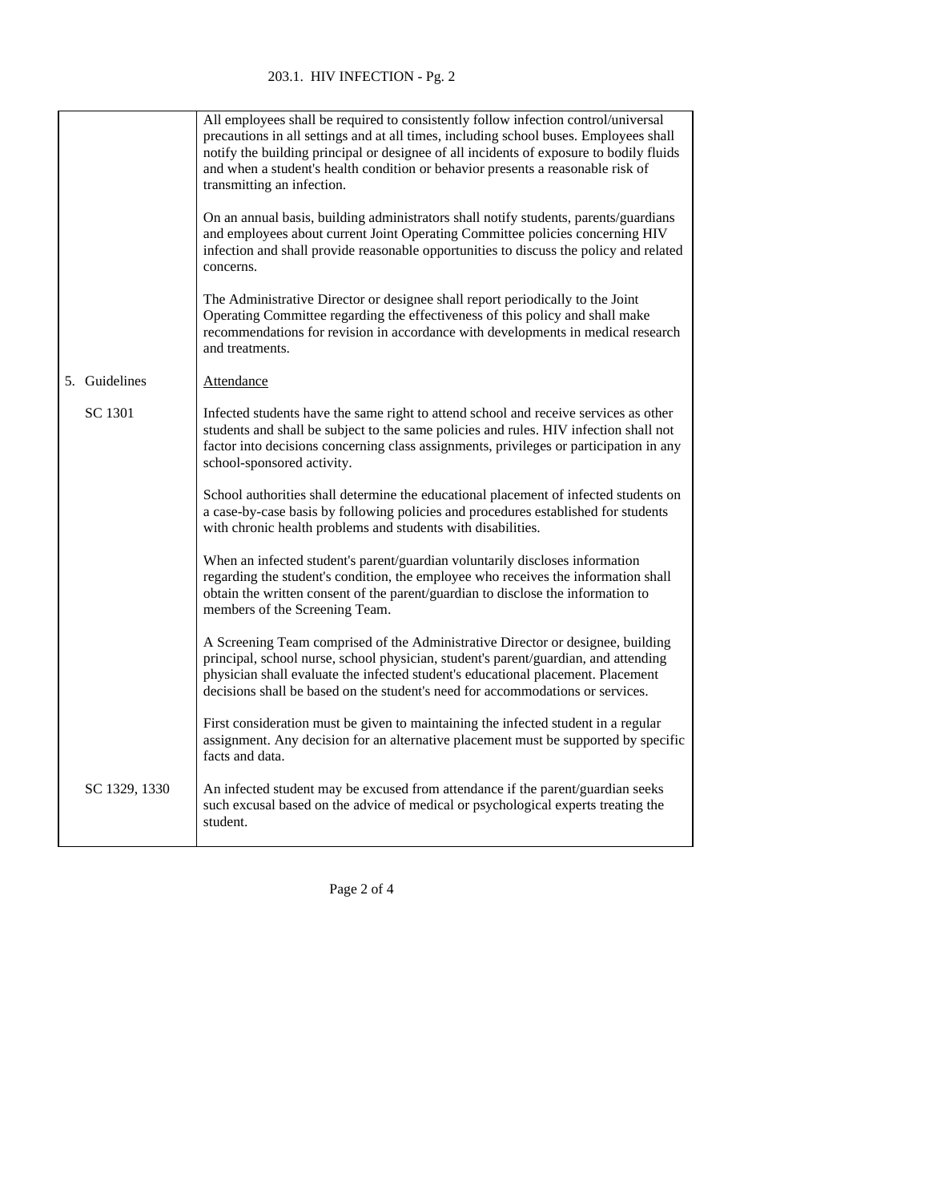All employees shall be required to consistently follow infection control/universal precautions in all settings and at all times, including school buses. Employees shall notify the building principal or designee of all incidents of exposure to bodily fluids and when a student's health condition or behavior presents a reasonable risk of transmitting an infection.

On an annual basis, building administrators shall notify students, parents/guardians and employees about current Joint Operating Committee policies concerning HIV infection and shall provide reasonable opportunities to discuss the policy and related concerns.

The Administrative Director or designee shall report periodically to the Joint Operating Committee regarding the effectiveness of this policy and shall make recommendations for revision in accordance with developments in medical research and treatments.

## 5. Guidelines

Attendance

SC 1301

Infected students have the same right to attend school and receive services as other students and shall be subject to the same policies and rules. HIV infection shall not factor into decisions concerning class assignments, privileges or participation in any school-sponsored activity.

School authorities shall determine the educational placement of infected students on a case-by-case basis by following policies and procedures established for students with chronic health problems and students with disabilities.

When an infected student's parent/guardian voluntarily discloses information regarding the student's condition, the employee who receives the information shall obtain the written consent of the parent/guardian to disclose the information to members of the Screening Team.

A Screening Team comprised of the Administrative Director or designee, building principal, school nurse, school physician, student's parent/guardian, and attending physician shall evaluate the infected student's educational placement. Placement decisions shall be based on the student's need for accommodations or services.

First consideration must be given to maintaining the infected student in a regular assignment. Any decision for an alternative placement must be supported by specific facts and data.

SC 1329, 1330

An infected student may be excused from attendance if the parent/guardian seeks such excusal based on the advice of medical or psychological experts treating the student.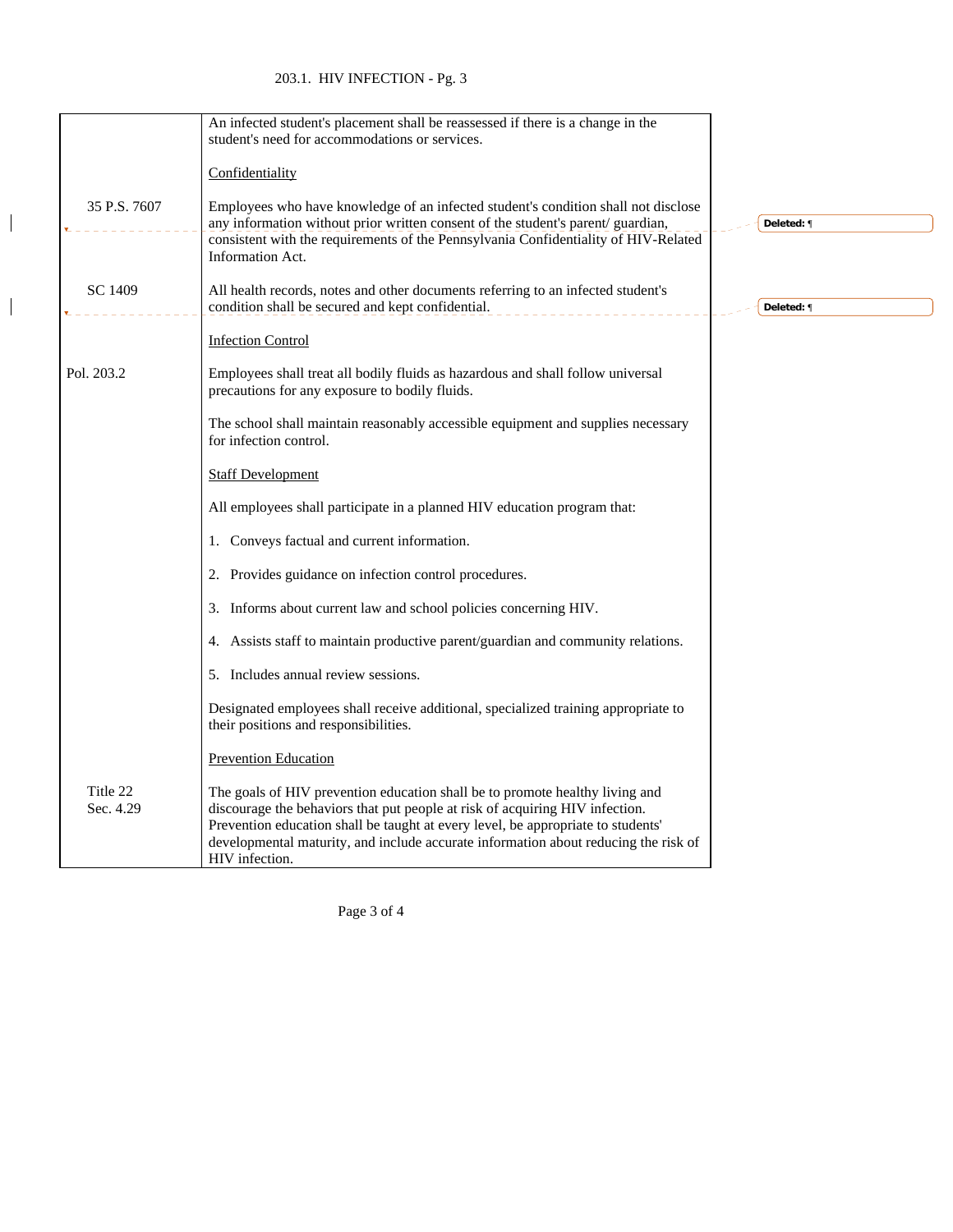An infected student's placement shall be reassessed if there is a change in the student's need for accommodations or services.

Confidentiality

35 P.S. 7607

Employees who have knowledge of an infected student's condition shall not disclose any information without prior written consent of the student's parent/ guardian, consistent with the requirements of the Pennsylvania Confidentiality of HIV-Related Information Act.

SC 1409

All health records, notes and other documents referring to an infected student's condition shall be secured and kept confidential.

Infection Control

Pol. 203.2

Employees shall treat all bodily fluids as hazardous and shall follow universal precautions for any exposure to bodily fluids.

The school shall maintain reasonably accessible equipment and supplies necessary for infection control.

Staff Development

All employees shall participate in a planned HIV education program that:

1. Conveys factual and current information.

2. Provides guidance on infection control procedures.

3. Informs about current law and school policies concerning HIV.

4. Assists staff to maintain productive parent/guardian and community relations.

5. Includes annual review sessions.

Designated employees shall receive additional, specialized training appropriate to their positions and responsibilities.

Prevention Education

Title 22
Sec. 4.29

The goals of HIV prevention education shall be to promote healthy living and discourage the behaviors that put people at risk of acquiring HIV infection. Prevention education shall be taught at every level, be appropriate to students' developmental maturity, and include accurate information about reducing the risk of HIV infection.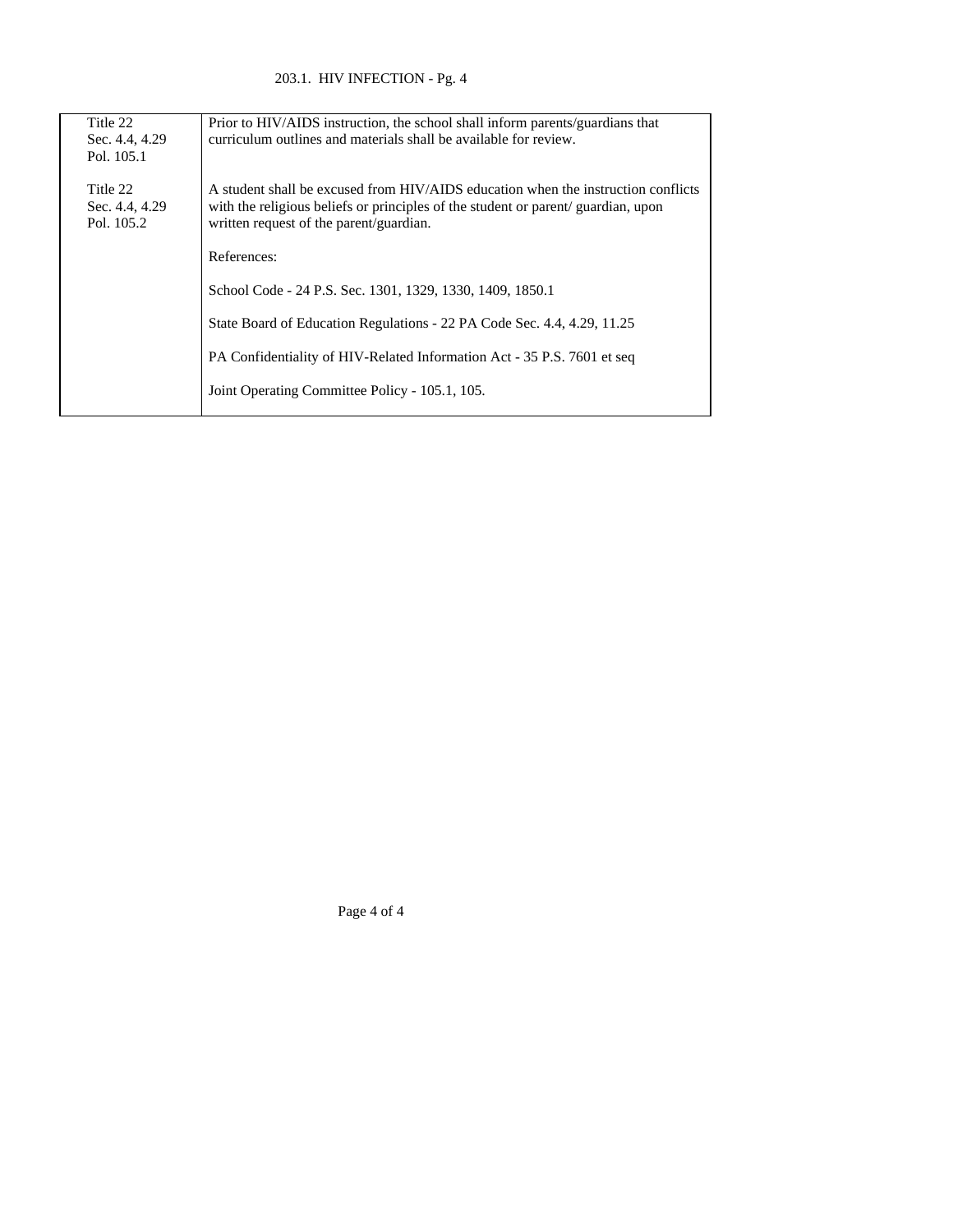| | |
|---|---|
| Title 22<br>Sec. 4.4, 4.29<br>Pol. 105.1 | Prior to HIV/AIDS instruction, the school shall inform parents/guardians that curriculum outlines and materials shall be available for review. |
| Title 22<br>Sec. 4.4, 4.29<br>Pol. 105.2 | A student shall be excused from HIV/AIDS education when the instruction conflicts with the religious beliefs or principles of the student or parent/ guardian, upon written request of the parent/guardian. |
| | References: |
| | School Code - 24 P.S. Sec. 1301, 1329, 1330, 1409, 1850.1 |
| | State Board of Education Regulations - 22 PA Code Sec. 4.4, 4.29, 11.25 |
| | PA Confidentiality of HIV-Related Information Act - 35 P.S. 7601 et seq |
| | Joint Operating Committee Policy - 105.1, 105. |